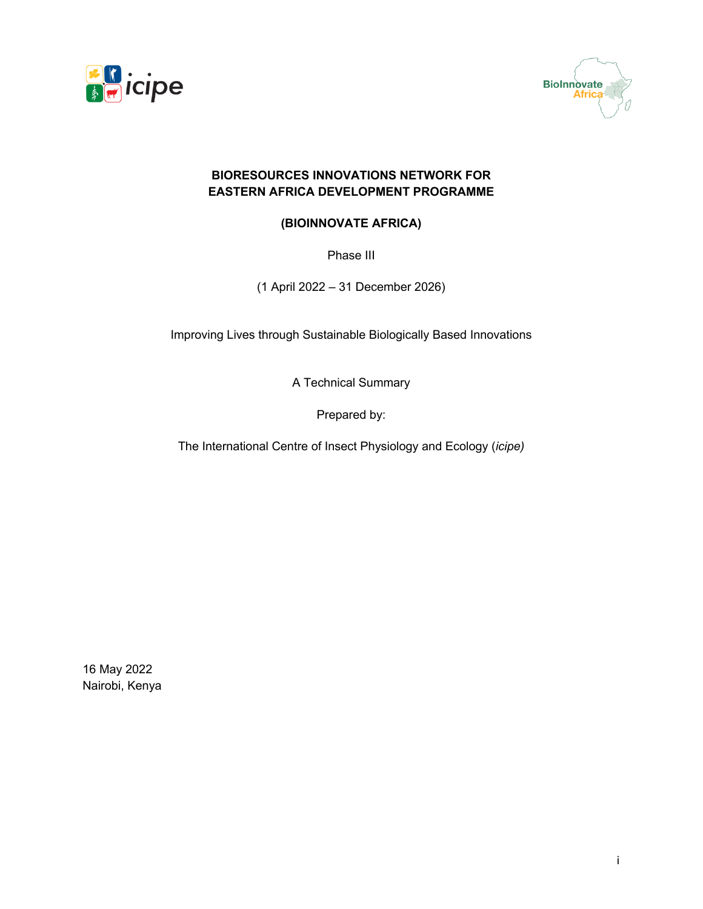**BIORESOURCES INNOVATIONS NETWORK FOR EASTERN AFRICA DEVELOPMENT PROGRAMME**

**(BIOINNOVATE AFRICA)**

Phase III

(1 April 2022 – 31 December 2026)

Improving Lives through Sustainable Biologically Based Innovations

A Technical Summary

Prepared by:

The International Centre of Insect Physiology and Ecology (*icipe)*

16 May 2022
Nairobi, Kenya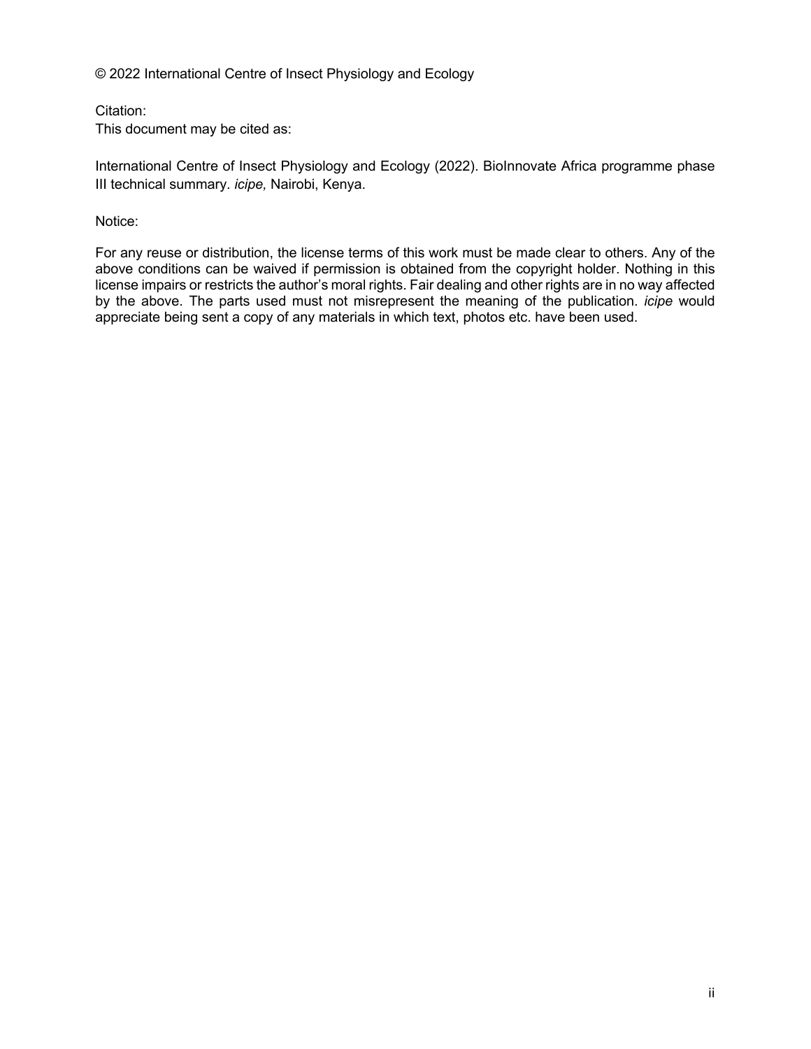© 2022 International Centre of Insect Physiology and Ecology

Citation:
This document may be cited as:

International Centre of Insect Physiology and Ecology (2022). BioInnovate Africa programme phase III technical summary. *icipe,* Nairobi, Kenya.

Notice:

For any reuse or distribution, the license terms of this work must be made clear to others. Any of the above conditions can be waived if permission is obtained from the copyright holder. Nothing in this license impairs or restricts the author's moral rights. Fair dealing and other rights are in no way affected by the above. The parts used must not misrepresent the meaning of the publication. *icipe* would appreciate being sent a copy of any materials in which text, photos etc. have been used.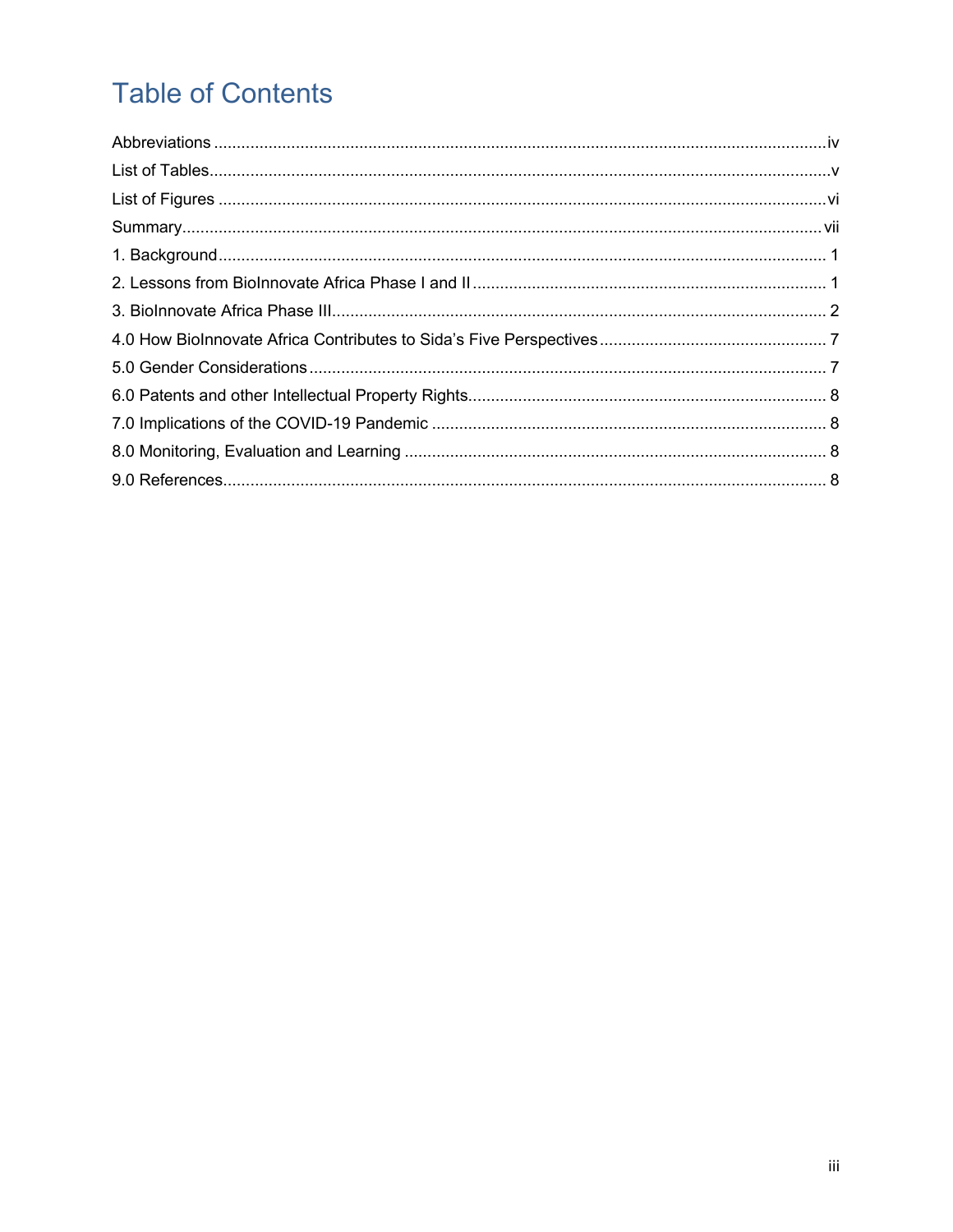# Table of Contents

Abbreviations ..... iv
List of Tables ..... v
List of Figures ..... vi
Summary ..... vii
1. Background ..... 1
2. Lessons from BioInnovate Africa Phase I and II ..... 1
3. BioInnovate Africa Phase III ..... 2
4.0 How BioInnovate Africa Contributes to Sida's Five Perspectives ..... 7
5.0 Gender Considerations ..... 7
6.0 Patents and other Intellectual Property Rights ..... 8
7.0 Implications of the COVID-19 Pandemic ..... 8
8.0 Monitoring, Evaluation and Learning ..... 8
9.0 References ..... 8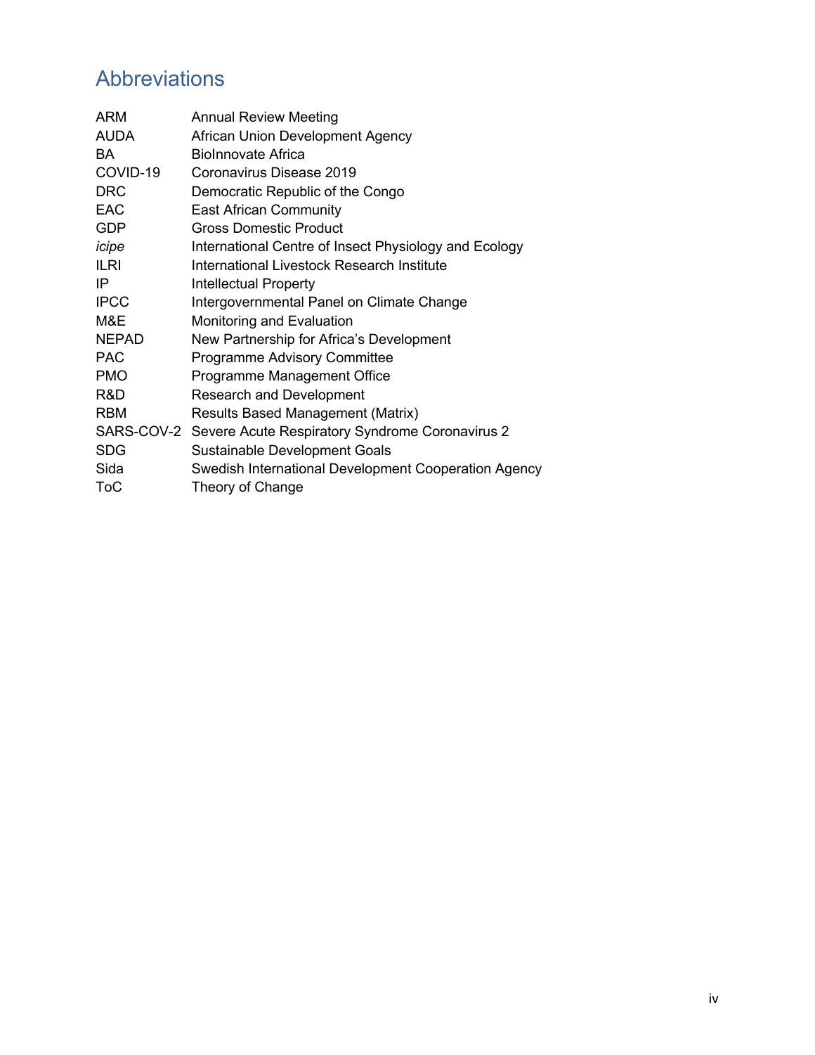# Abbreviations

| | |
|---|---|
| ARM | Annual Review Meeting |
| AUDA | African Union Development Agency |
| BA | BioInnovate Africa |
| COVID-19 | Coronavirus Disease 2019 |
| DRC | Democratic Republic of the Congo |
| EAC | East African Community |
| GDP | Gross Domestic Product |
| *icipe* | International Centre of Insect Physiology and Ecology |
| ILRI | International Livestock Research Institute |
| IP | Intellectual Property |
| IPCC | Intergovernmental Panel on Climate Change |
| M&E | Monitoring and Evaluation |
| NEPAD | New Partnership for Africa's Development |
| PAC | Programme Advisory Committee |
| PMO | Programme Management Office |
| R&D | Research and Development |
| RBM | Results Based Management (Matrix) |
| SARS-COV-2 | Severe Acute Respiratory Syndrome Coronavirus 2 |
| SDG | Sustainable Development Goals |
| Sida | Swedish International Development Cooperation Agency |
| ToC | Theory of Change |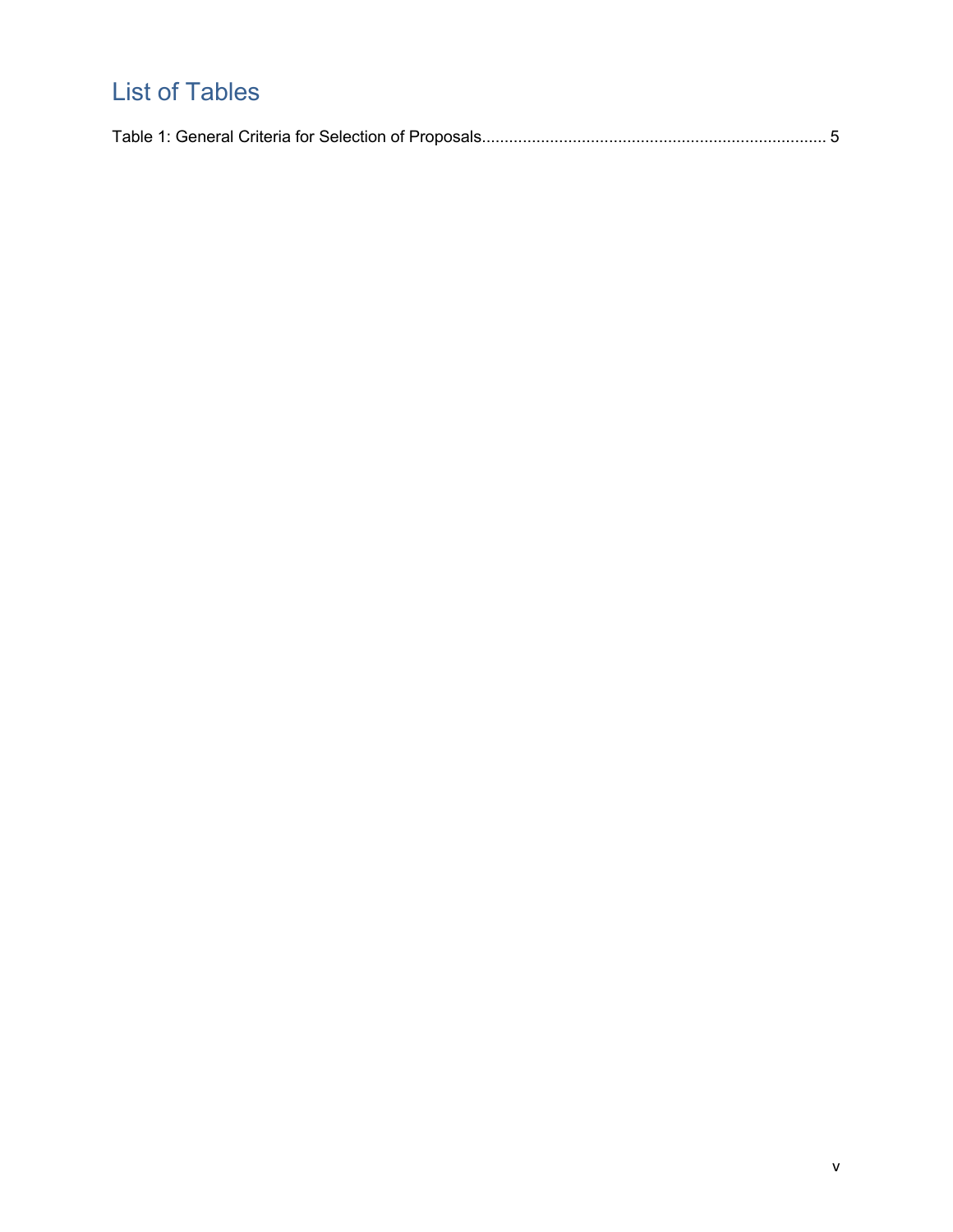# List of Tables

Table 1: General Criteria for Selection of Proposals........................................................................... 5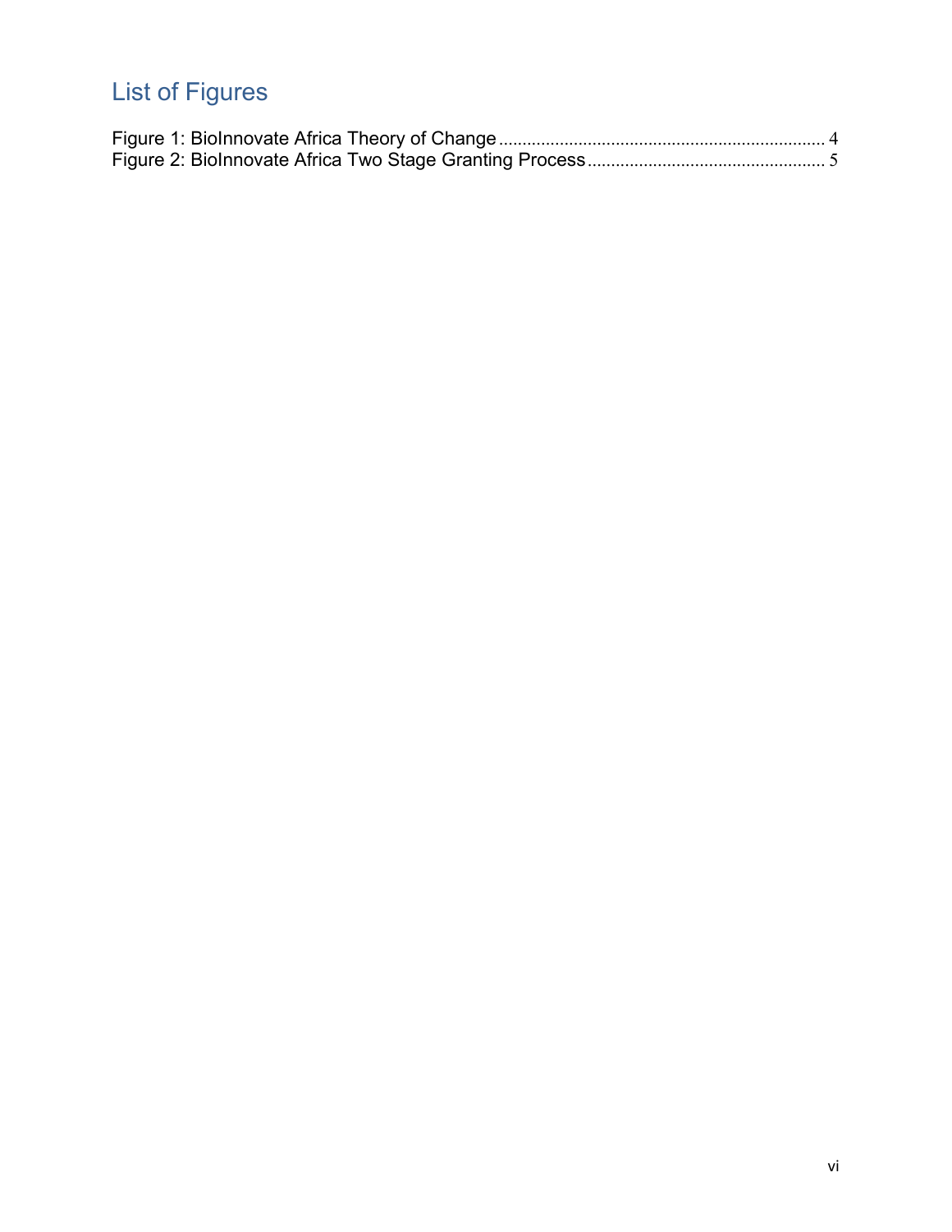# List of Figures

Figure 1: BioInnovate Africa Theory of Change ..................................................................... 4
Figure 2: BioInnovate Africa Two Stage Granting Process .................................................. 5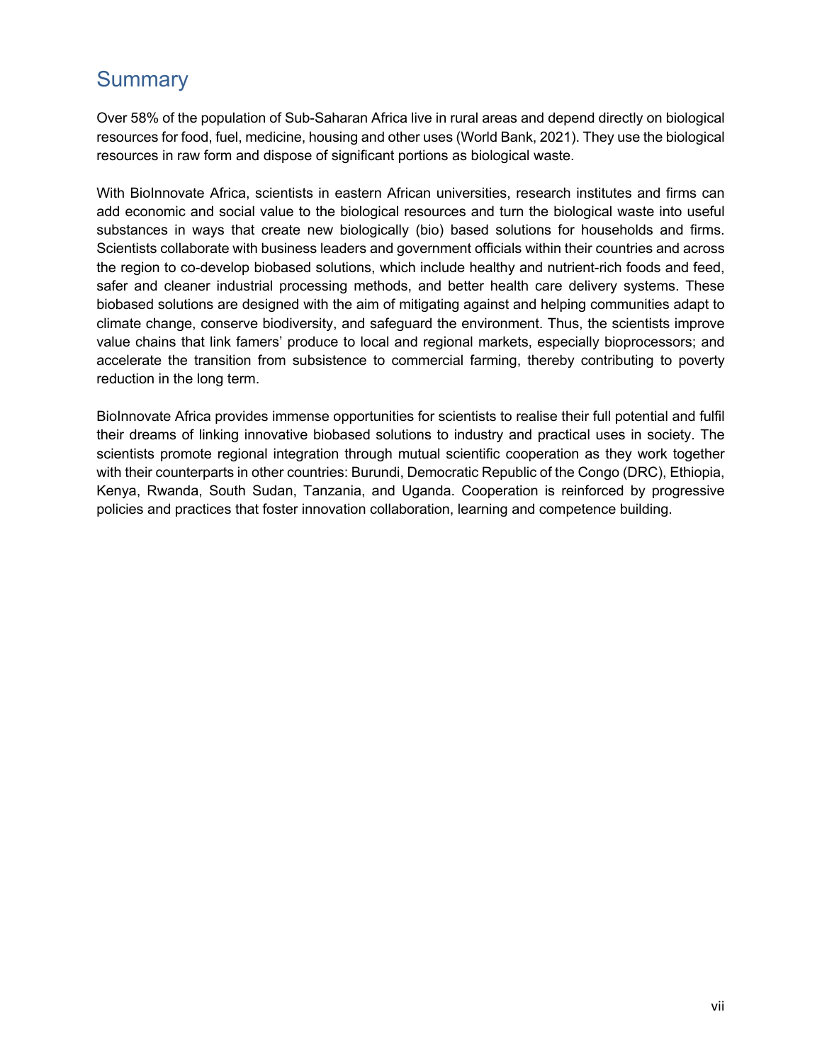# Summary

Over 58% of the population of Sub-Saharan Africa live in rural areas and depend directly on biological resources for food, fuel, medicine, housing and other uses (World Bank, 2021). They use the biological resources in raw form and dispose of significant portions as biological waste.

With BioInnovate Africa, scientists in eastern African universities, research institutes and firms can add economic and social value to the biological resources and turn the biological waste into useful substances in ways that create new biologically (bio) based solutions for households and firms. Scientists collaborate with business leaders and government officials within their countries and across the region to co-develop biobased solutions, which include healthy and nutrient-rich foods and feed, safer and cleaner industrial processing methods, and better health care delivery systems. These biobased solutions are designed with the aim of mitigating against and helping communities adapt to climate change, conserve biodiversity, and safeguard the environment. Thus, the scientists improve value chains that link famers' produce to local and regional markets, especially bioprocessors; and accelerate the transition from subsistence to commercial farming, thereby contributing to poverty reduction in the long term.

BioInnovate Africa provides immense opportunities for scientists to realise their full potential and fulfil their dreams of linking innovative biobased solutions to industry and practical uses in society. The scientists promote regional integration through mutual scientific cooperation as they work together with their counterparts in other countries: Burundi, Democratic Republic of the Congo (DRC), Ethiopia, Kenya, Rwanda, South Sudan, Tanzania, and Uganda. Cooperation is reinforced by progressive policies and practices that foster innovation collaboration, learning and competence building.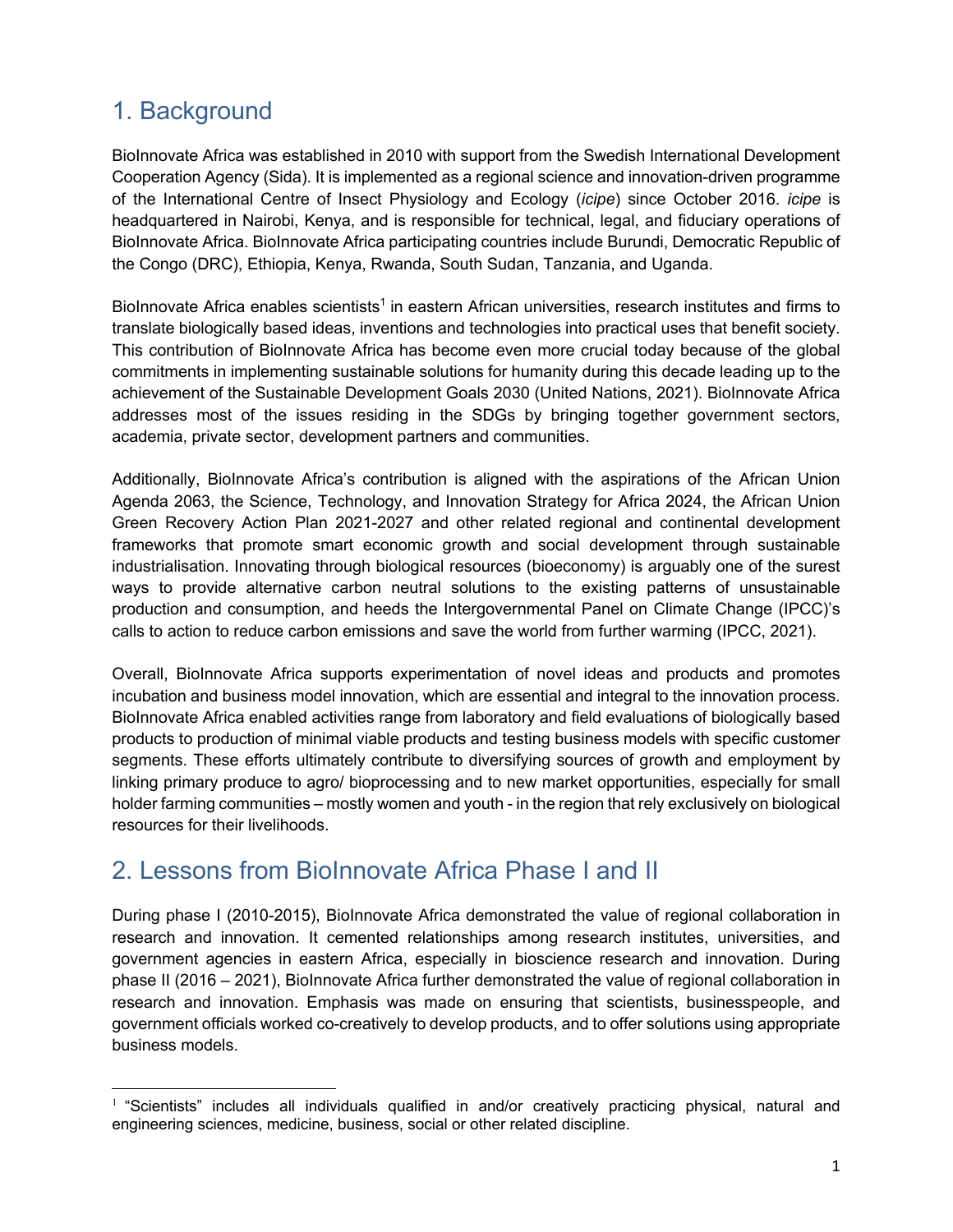## 1. Background

BioInnovate Africa was established in 2010 with support from the Swedish International Development Cooperation Agency (Sida). It is implemented as a regional science and innovation-driven programme of the International Centre of Insect Physiology and Ecology (*icipe*) since October 2016. *icipe* is headquartered in Nairobi, Kenya, and is responsible for technical, legal, and fiduciary operations of BioInnovate Africa. BioInnovate Africa participating countries include Burundi, Democratic Republic of the Congo (DRC), Ethiopia, Kenya, Rwanda, South Sudan, Tanzania, and Uganda.

BioInnovate Africa enables scientists[1] in eastern African universities, research institutes and firms to translate biologically based ideas, inventions and technologies into practical uses that benefit society. This contribution of BioInnovate Africa has become even more crucial today because of the global commitments in implementing sustainable solutions for humanity during this decade leading up to the achievement of the Sustainable Development Goals 2030 (United Nations, 2021). BioInnovate Africa addresses most of the issues residing in the SDGs by bringing together government sectors, academia, private sector, development partners and communities.

Additionally, BioInnovate Africa's contribution is aligned with the aspirations of the African Union Agenda 2063, the Science, Technology, and Innovation Strategy for Africa 2024, the African Union Green Recovery Action Plan 2021-2027 and other related regional and continental development frameworks that promote smart economic growth and social development through sustainable industrialisation. Innovating through biological resources (bioeconomy) is arguably one of the surest ways to provide alternative carbon neutral solutions to the existing patterns of unsustainable production and consumption, and heeds the Intergovernmental Panel on Climate Change (IPCC)'s calls to action to reduce carbon emissions and save the world from further warming (IPCC, 2021).

Overall, BioInnovate Africa supports experimentation of novel ideas and products and promotes incubation and business model innovation, which are essential and integral to the innovation process. BioInnovate Africa enabled activities range from laboratory and field evaluations of biologically based products to production of minimal viable products and testing business models with specific customer segments. These efforts ultimately contribute to diversifying sources of growth and employment by linking primary produce to agro/ bioprocessing and to new market opportunities, especially for small holder farming communities – mostly women and youth - in the region that rely exclusively on biological resources for their livelihoods.

## 2. Lessons from BioInnovate Africa Phase I and II

During phase I (2010-2015), BioInnovate Africa demonstrated the value of regional collaboration in research and innovation. It cemented relationships among research institutes, universities, and government agencies in eastern Africa, especially in bioscience research and innovation. During phase II (2016 – 2021), BioInnovate Africa further demonstrated the value of regional collaboration in research and innovation. Emphasis was made on ensuring that scientists, businesspeople, and government officials worked co-creatively to develop products, and to offer solutions using appropriate business models.

[1] "Scientists" includes all individuals qualified in and/or creatively practicing physical, natural and engineering sciences, medicine, business, social or other related discipline.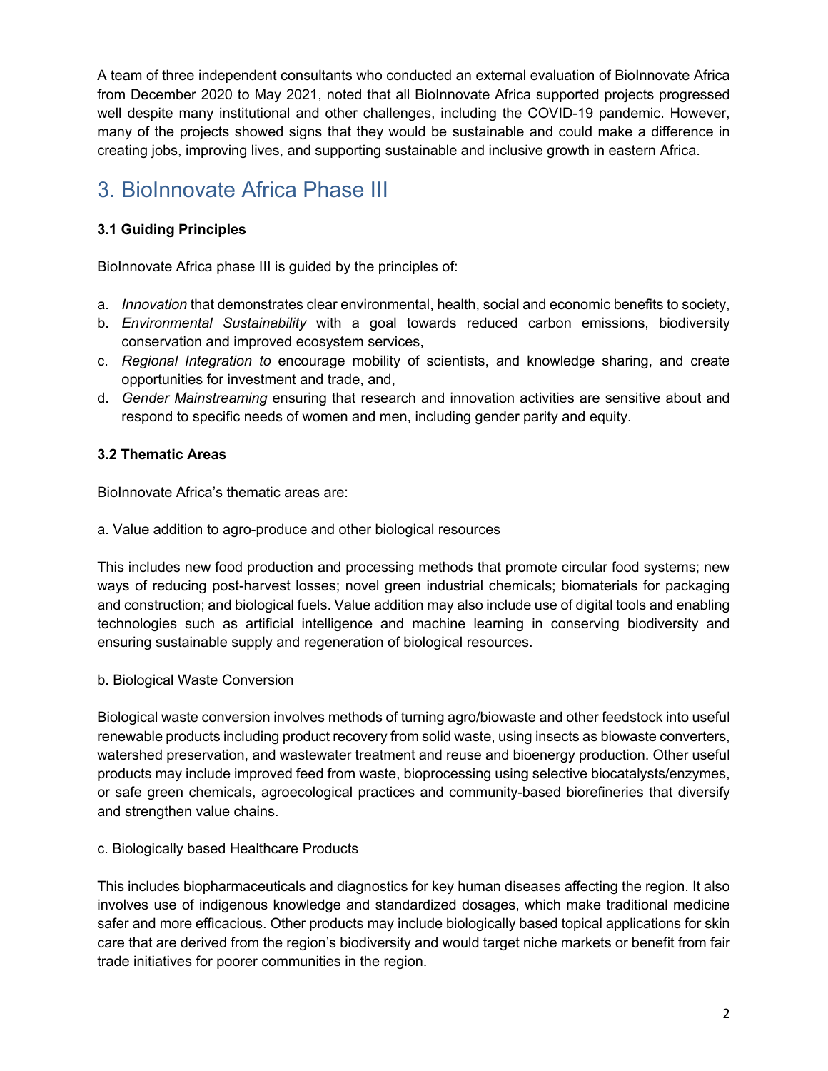A team of three independent consultants who conducted an external evaluation of BioInnovate Africa from December 2020 to May 2021, noted that all BioInnovate Africa supported projects progressed well despite many institutional and other challenges, including the COVID-19 pandemic. However, many of the projects showed signs that they would be sustainable and could make a difference in creating jobs, improving lives, and supporting sustainable and inclusive growth in eastern Africa.

# 3. BioInnovate Africa Phase III

### 3.1 Guiding Principles

BioInnovate Africa phase III is guided by the principles of:

a. *Innovation* that demonstrates clear environmental, health, social and economic benefits to society,
b. *Environmental Sustainability* with a goal towards reduced carbon emissions, biodiversity conservation and improved ecosystem services,
c. *Regional Integration to* encourage mobility of scientists, and knowledge sharing, and create opportunities for investment and trade, and,
d. *Gender Mainstreaming* ensuring that research and innovation activities are sensitive about and respond to specific needs of women and men, including gender parity and equity.

### 3.2 Thematic Areas

BioInnovate Africa's thematic areas are:

a. Value addition to agro-produce and other biological resources

This includes new food production and processing methods that promote circular food systems; new ways of reducing post-harvest losses; novel green industrial chemicals; biomaterials for packaging and construction; and biological fuels. Value addition may also include use of digital tools and enabling technologies such as artificial intelligence and machine learning in conserving biodiversity and ensuring sustainable supply and regeneration of biological resources.

b. Biological Waste Conversion

Biological waste conversion involves methods of turning agro/biowaste and other feedstock into useful renewable products including product recovery from solid waste, using insects as biowaste converters, watershed preservation, and wastewater treatment and reuse and bioenergy production. Other useful products may include improved feed from waste, bioprocessing using selective biocatalysts/enzymes, or safe green chemicals, agroecological practices and community-based biorefineries that diversify and strengthen value chains.

c. Biologically based Healthcare Products

This includes biopharmaceuticals and diagnostics for key human diseases affecting the region. It also involves use of indigenous knowledge and standardized dosages, which make traditional medicine safer and more efficacious. Other products may include biologically based topical applications for skin care that are derived from the region's biodiversity and would target niche markets or benefit from fair trade initiatives for poorer communities in the region.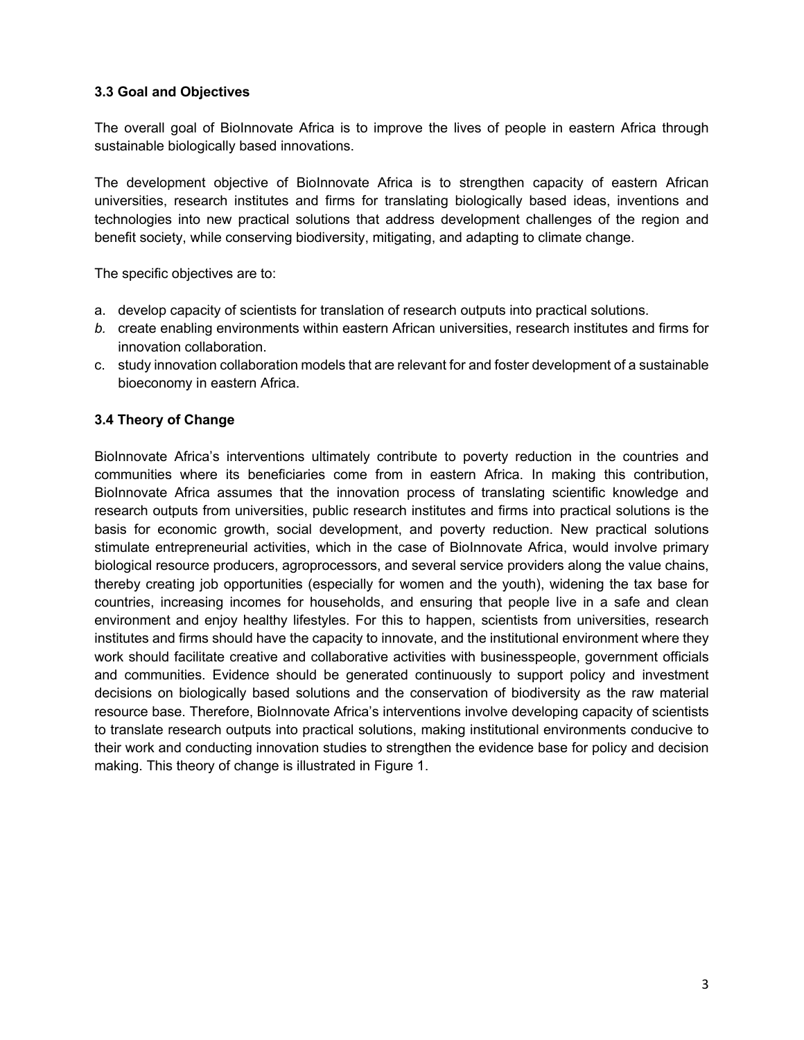### 3.3 Goal and Objectives

The overall goal of BioInnovate Africa is to improve the lives of people in eastern Africa through sustainable biologically based innovations.

The development objective of BioInnovate Africa is to strengthen capacity of eastern African universities, research institutes and firms for translating biologically based ideas, inventions and technologies into new practical solutions that address development challenges of the region and benefit society, while conserving biodiversity, mitigating, and adapting to climate change.

The specific objectives are to:

a. develop capacity of scientists for translation of research outputs into practical solutions.
*b.* create enabling environments within eastern African universities, research institutes and firms for innovation collaboration.
c. study innovation collaboration models that are relevant for and foster development of a sustainable bioeconomy in eastern Africa.

### 3.4 Theory of Change

BioInnovate Africa's interventions ultimately contribute to poverty reduction in the countries and communities where its beneficiaries come from in eastern Africa. In making this contribution, BioInnovate Africa assumes that the innovation process of translating scientific knowledge and research outputs from universities, public research institutes and firms into practical solutions is the basis for economic growth, social development, and poverty reduction. New practical solutions stimulate entrepreneurial activities, which in the case of BioInnovate Africa, would involve primary biological resource producers, agroprocessors, and several service providers along the value chains, thereby creating job opportunities (especially for women and the youth), widening the tax base for countries, increasing incomes for households, and ensuring that people live in a safe and clean environment and enjoy healthy lifestyles. For this to happen, scientists from universities, research institutes and firms should have the capacity to innovate, and the institutional environment where they work should facilitate creative and collaborative activities with businesspeople, government officials and communities. Evidence should be generated continuously to support policy and investment decisions on biologically based solutions and the conservation of biodiversity as the raw material resource base. Therefore, BioInnovate Africa's interventions involve developing capacity of scientists to translate research outputs into practical solutions, making institutional environments conducive to their work and conducting innovation studies to strengthen the evidence base for policy and decision making. This theory of change is illustrated in Figure 1.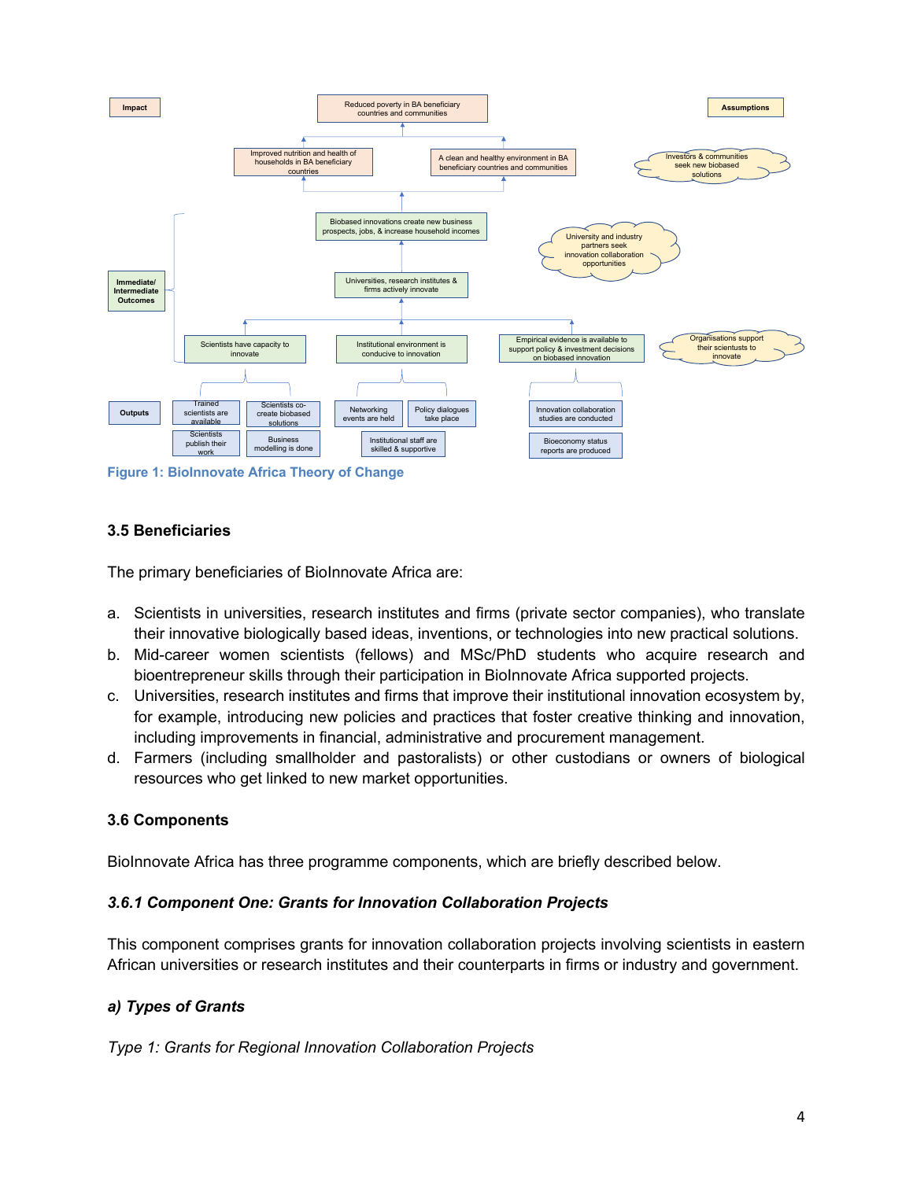**Figure 1: BioInnovate Africa Theory of Change**

### 3.5 Beneficiaries

The primary beneficiaries of BioInnovate Africa are:

a. Scientists in universities, research institutes and firms (private sector companies), who translate their innovative biologically based ideas, inventions, or technologies into new practical solutions.
b. Mid-career women scientists (fellows) and MSc/PhD students who acquire research and bioentrepreneur skills through their participation in BioInnovate Africa supported projects.
c. Universities, research institutes and firms that improve their institutional innovation ecosystem by, for example, introducing new policies and practices that foster creative thinking and innovation, including improvements in financial, administrative and procurement management.
d. Farmers (including smallholder and pastoralists) or other custodians or owners of biological resources who get linked to new market opportunities.

### 3.6 Components

BioInnovate Africa has three programme components, which are briefly described below.

#### *3.6.1 Component One: Grants for Innovation Collaboration Projects*

This component comprises grants for innovation collaboration projects involving scientists in eastern African universities or research institutes and their counterparts in firms or industry and government.

***a) Types of Grants***

*Type 1: Grants for Regional Innovation Collaboration Projects*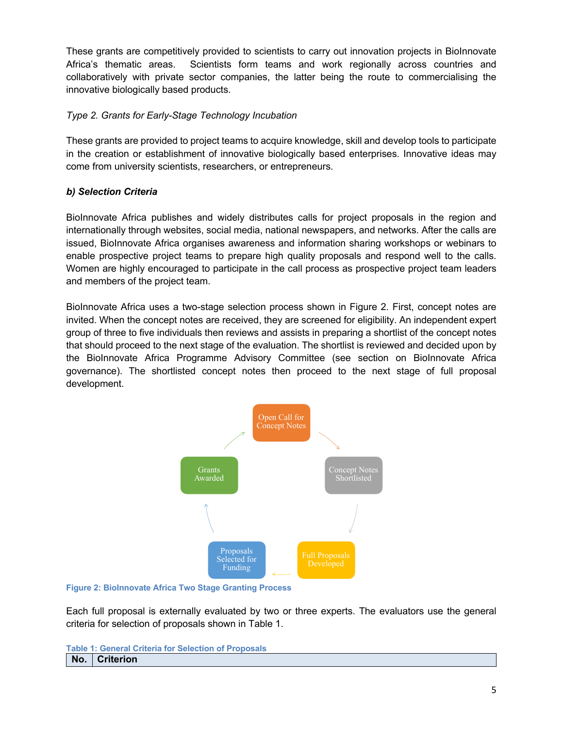These grants are competitively provided to scientists to carry out innovation projects in BioInnovate Africa's thematic areas. Scientists form teams and work regionally across countries and collaboratively with private sector companies, the latter being the route to commercialising the innovative biologically based products.

*Type 2. Grants for Early-Stage Technology Incubation*

These grants are provided to project teams to acquire knowledge, skill and develop tools to participate in the creation or establishment of innovative biologically based enterprises. Innovative ideas may come from university scientists, researchers, or entrepreneurs.

***b) Selection Criteria***

BioInnovate Africa publishes and widely distributes calls for project proposals in the region and internationally through websites, social media, national newspapers, and networks. After the calls are issued, BioInnovate Africa organises awareness and information sharing workshops or webinars to enable prospective project teams to prepare high quality proposals and respond well to the calls. Women are highly encouraged to participate in the call process as prospective project team leaders and members of the project team.

BioInnovate Africa uses a two-stage selection process shown in Figure 2. First, concept notes are invited. When the concept notes are received, they are screened for eligibility. An independent expert group of three to five individuals then reviews and assists in preparing a shortlist of the concept notes that should proceed to the next stage of the evaluation. The shortlist is reviewed and decided upon by the BioInnovate Africa Programme Advisory Committee (see section on BioInnovate Africa governance). The shortlisted concept notes then proceed to the next stage of full proposal development.

Open Call for Concept Notes → Concept Notes Shortlisted → Full Proposals Developed → Proposals Selected for Funding → Grants Awarded

**Figure 2: BioInnovate Africa Two Stage Granting Process**

Each full proposal is externally evaluated by two or three experts. The evaluators use the general criteria for selection of proposals shown in Table 1.

**Table 1: General Criteria for Selection of Proposals**

| No. | Criterion |
|---|---|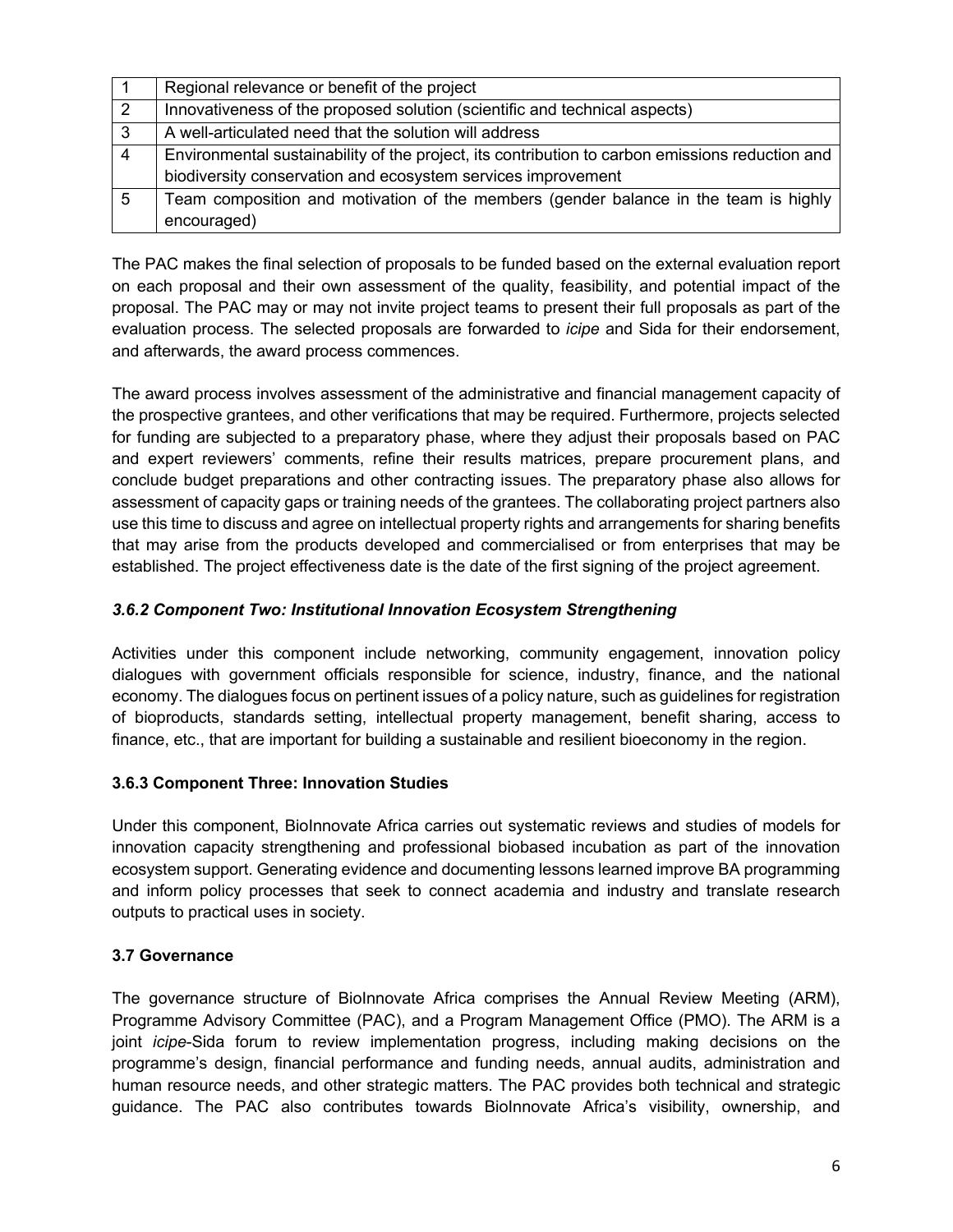| | |
|---|---|
| 1 | Regional relevance or benefit of the project |
| 2 | Innovativeness of the proposed solution (scientific and technical aspects) |
| 3 | A well-articulated need that the solution will address |
| 4 | Environmental sustainability of the project, its contribution to carbon emissions reduction and biodiversity conservation and ecosystem services improvement |
| 5 | Team composition and motivation of the members (gender balance in the team is highly encouraged) |

The PAC makes the final selection of proposals to be funded based on the external evaluation report on each proposal and their own assessment of the quality, feasibility, and potential impact of the proposal. The PAC may or may not invite project teams to present their full proposals as part of the evaluation process. The selected proposals are forwarded to *icipe* and Sida for their endorsement, and afterwards, the award process commences.

The award process involves assessment of the administrative and financial management capacity of the prospective grantees, and other verifications that may be required. Furthermore, projects selected for funding are subjected to a preparatory phase, where they adjust their proposals based on PAC and expert reviewers' comments, refine their results matrices, prepare procurement plans, and conclude budget preparations and other contracting issues. The preparatory phase also allows for assessment of capacity gaps or training needs of the grantees. The collaborating project partners also use this time to discuss and agree on intellectual property rights and arrangements for sharing benefits that may arise from the products developed and commercialised or from enterprises that may be established. The project effectiveness date is the date of the first signing of the project agreement.

### *3.6.2 Component Two: Institutional Innovation Ecosystem Strengthening*

Activities under this component include networking, community engagement, innovation policy dialogues with government officials responsible for science, industry, finance, and the national economy. The dialogues focus on pertinent issues of a policy nature, such as guidelines for registration of bioproducts, standards setting, intellectual property management, benefit sharing, access to finance, etc., that are important for building a sustainable and resilient bioeconomy in the region.

### 3.6.3 Component Three: Innovation Studies

Under this component, BioInnovate Africa carries out systematic reviews and studies of models for innovation capacity strengthening and professional biobased incubation as part of the innovation ecosystem support. Generating evidence and documenting lessons learned improve BA programming and inform policy processes that seek to connect academia and industry and translate research outputs to practical uses in society.

### 3.7 Governance

The governance structure of BioInnovate Africa comprises the Annual Review Meeting (ARM), Programme Advisory Committee (PAC), and a Program Management Office (PMO). The ARM is a joint *icipe*-Sida forum to review implementation progress, including making decisions on the programme's design, financial performance and funding needs, annual audits, administration and human resource needs, and other strategic matters. The PAC provides both technical and strategic guidance. The PAC also contributes towards BioInnovate Africa's visibility, ownership, and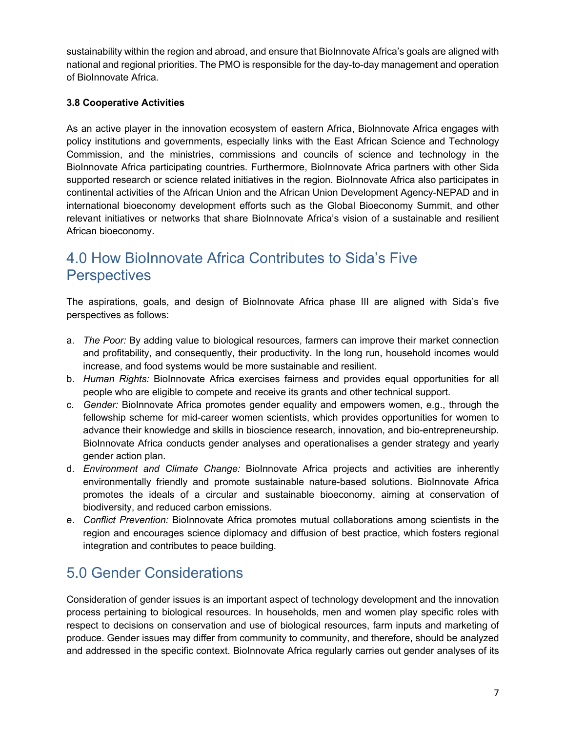sustainability within the region and abroad, and ensure that BioInnovate Africa's goals are aligned with national and regional priorities. The PMO is responsible for the day-to-day management and operation of BioInnovate Africa.

### 3.8 Cooperative Activities

As an active player in the innovation ecosystem of eastern Africa, BioInnovate Africa engages with policy institutions and governments, especially links with the East African Science and Technology Commission, and the ministries, commissions and councils of science and technology in the BioInnovate Africa participating countries. Furthermore, BioInnovate Africa partners with other Sida supported research or science related initiatives in the region. BioInnovate Africa also participates in continental activities of the African Union and the African Union Development Agency-NEPAD and in international bioeconomy development efforts such as the Global Bioeconomy Summit, and other relevant initiatives or networks that share BioInnovate Africa's vision of a sustainable and resilient African bioeconomy.

## 4.0 How BioInnovate Africa Contributes to Sida's Five Perspectives

The aspirations, goals, and design of BioInnovate Africa phase III are aligned with Sida's five perspectives as follows:

a. *The Poor:* By adding value to biological resources, farmers can improve their market connection and profitability, and consequently, their productivity. In the long run, household incomes would increase, and food systems would be more sustainable and resilient.
b. *Human Rights:* BioInnovate Africa exercises fairness and provides equal opportunities for all people who are eligible to compete and receive its grants and other technical support.
c. *Gender:* BioInnovate Africa promotes gender equality and empowers women, e.g., through the fellowship scheme for mid-career women scientists, which provides opportunities for women to advance their knowledge and skills in bioscience research, innovation, and bio-entrepreneurship. BioInnovate Africa conducts gender analyses and operationalises a gender strategy and yearly gender action plan.
d. *Environment and Climate Change:* BioInnovate Africa projects and activities are inherently environmentally friendly and promote sustainable nature-based solutions. BioInnovate Africa promotes the ideals of a circular and sustainable bioeconomy, aiming at conservation of biodiversity, and reduced carbon emissions.
e. *Conflict Prevention:* BioInnovate Africa promotes mutual collaborations among scientists in the region and encourages science diplomacy and diffusion of best practice, which fosters regional integration and contributes to peace building.

## 5.0 Gender Considerations

Consideration of gender issues is an important aspect of technology development and the innovation process pertaining to biological resources. In households, men and women play specific roles with respect to decisions on conservation and use of biological resources, farm inputs and marketing of produce. Gender issues may differ from community to community, and therefore, should be analyzed and addressed in the specific context. BioInnovate Africa regularly carries out gender analyses of its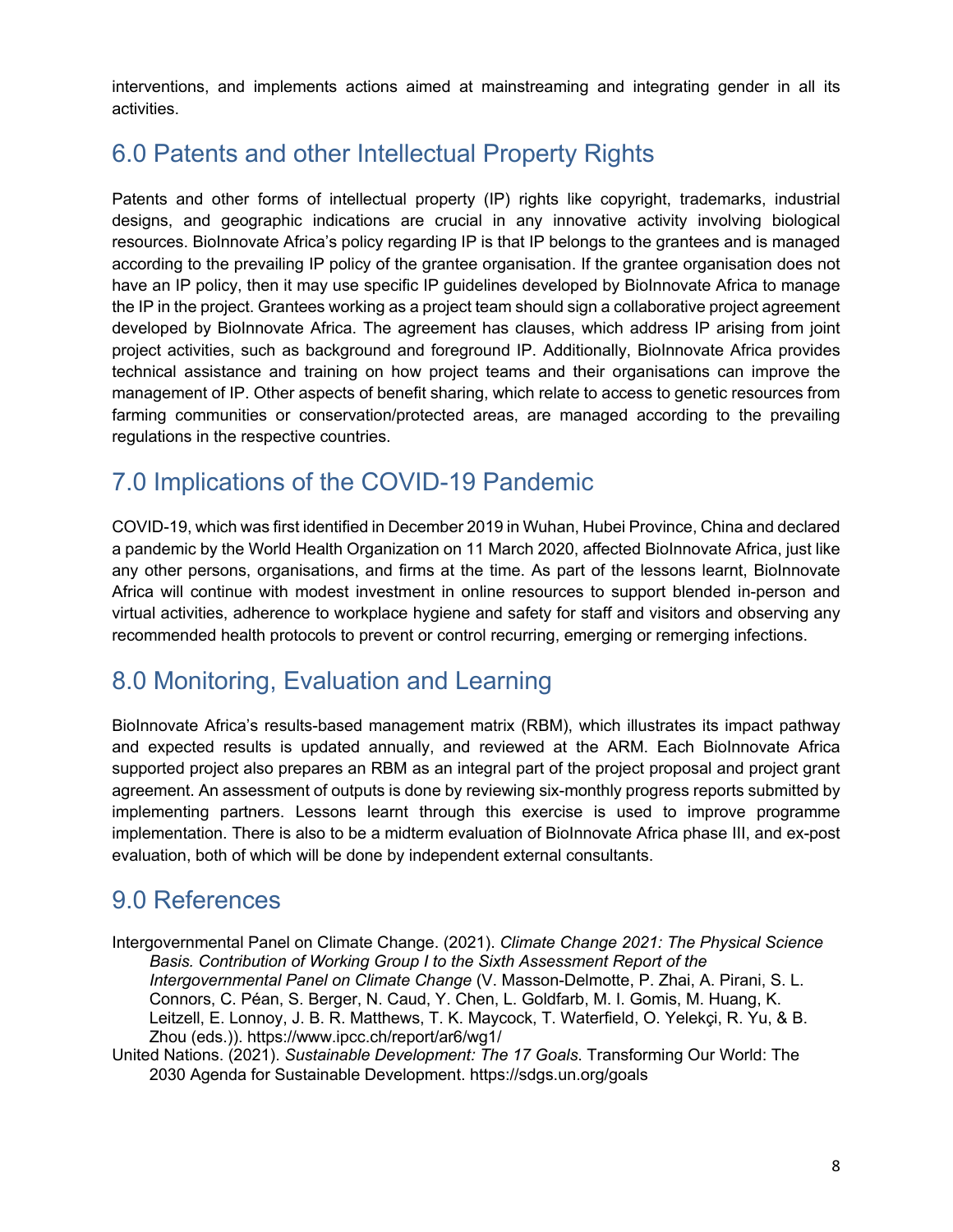interventions, and implements actions aimed at mainstreaming and integrating gender in all its activities.

## 6.0 Patents and other Intellectual Property Rights

Patents and other forms of intellectual property (IP) rights like copyright, trademarks, industrial designs, and geographic indications are crucial in any innovative activity involving biological resources. BioInnovate Africa's policy regarding IP is that IP belongs to the grantees and is managed according to the prevailing IP policy of the grantee organisation. If the grantee organisation does not have an IP policy, then it may use specific IP guidelines developed by BioInnovate Africa to manage the IP in the project. Grantees working as a project team should sign a collaborative project agreement developed by BioInnovate Africa. The agreement has clauses, which address IP arising from joint project activities, such as background and foreground IP. Additionally, BioInnovate Africa provides technical assistance and training on how project teams and their organisations can improve the management of IP. Other aspects of benefit sharing, which relate to access to genetic resources from farming communities or conservation/protected areas, are managed according to the prevailing regulations in the respective countries.

## 7.0 Implications of the COVID-19 Pandemic

COVID-19, which was first identified in December 2019 in Wuhan, Hubei Province, China and declared a pandemic by the World Health Organization on 11 March 2020, affected BioInnovate Africa, just like any other persons, organisations, and firms at the time. As part of the lessons learnt, BioInnovate Africa will continue with modest investment in online resources to support blended in-person and virtual activities, adherence to workplace hygiene and safety for staff and visitors and observing any recommended health protocols to prevent or control recurring, emerging or remerging infections.

## 8.0 Monitoring, Evaluation and Learning

BioInnovate Africa's results-based management matrix (RBM), which illustrates its impact pathway and expected results is updated annually, and reviewed at the ARM. Each BioInnovate Africa supported project also prepares an RBM as an integral part of the project proposal and project grant agreement. An assessment of outputs is done by reviewing six-monthly progress reports submitted by implementing partners. Lessons learnt through this exercise is used to improve programme implementation. There is also to be a midterm evaluation of BioInnovate Africa phase III, and ex-post evaluation, both of which will be done by independent external consultants.

## 9.0 References

Intergovernmental Panel on Climate Change. (2021). *Climate Change 2021: The Physical Science Basis. Contribution of Working Group I to the Sixth Assessment Report of the Intergovernmental Panel on Climate Change* (V. Masson-Delmotte, P. Zhai, A. Pirani, S. L. Connors, C. Péan, S. Berger, N. Caud, Y. Chen, L. Goldfarb, M. I. Gomis, M. Huang, K. Leitzell, E. Lonnoy, J. B. R. Matthews, T. K. Maycock, T. Waterfield, O. Yelekçi, R. Yu, & B. Zhou (eds.)). https://www.ipcc.ch/report/ar6/wg1/

United Nations. (2021). *Sustainable Development: The 17 Goals.* Transforming Our World: The 2030 Agenda for Sustainable Development. https://sdgs.un.org/goals